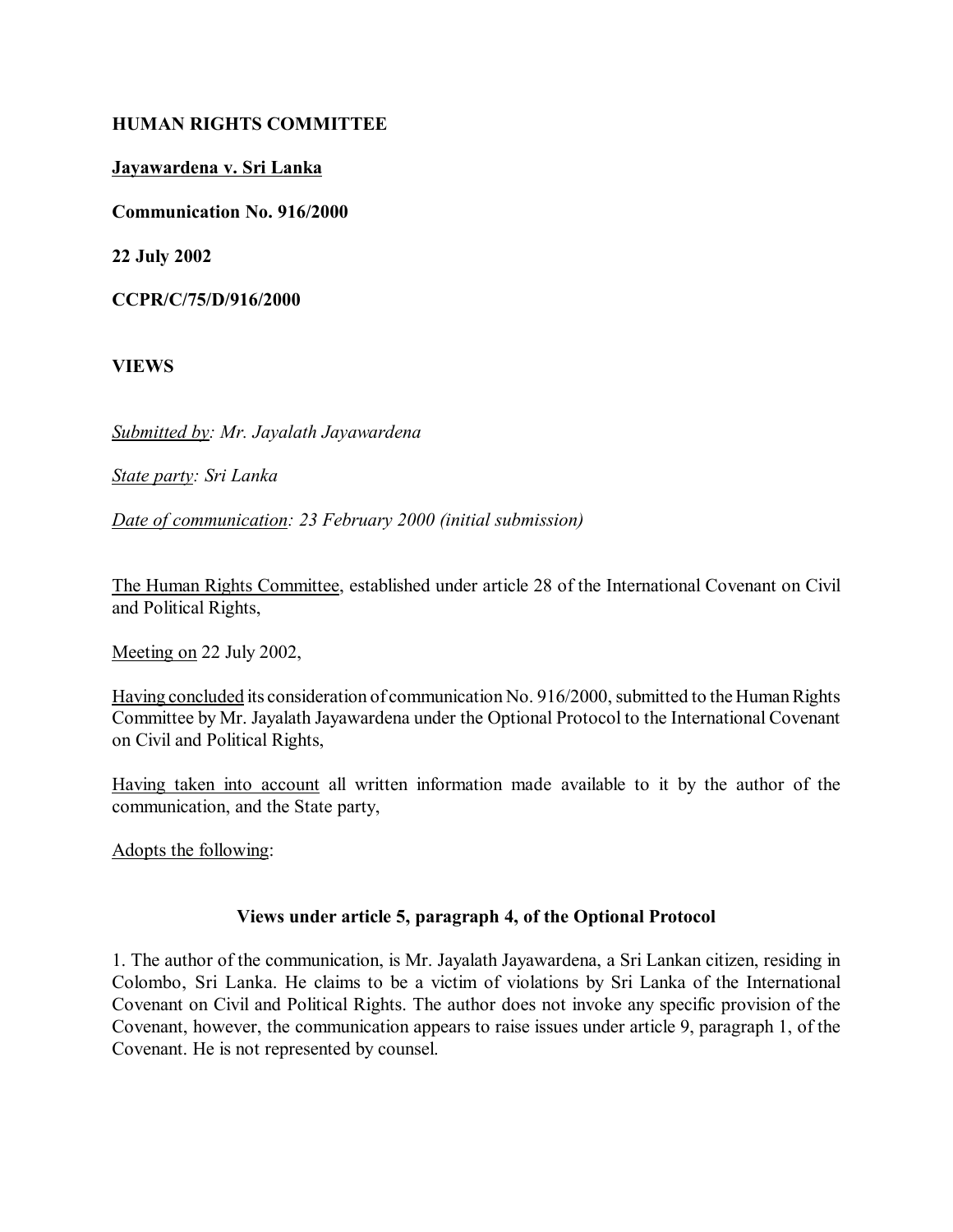**HUMAN RIGHTS COMMITTEE**

**Jayawardena v. Sri Lanka**

**Communication No. 916/2000**

**22 July 2002**

**CCPR/C/75/D/916/2000**

**VIEWS**

*Submitted by: Mr. Jayalath Jayawardena*

*State party: Sri Lanka*

*Date of communication: 23 February 2000 (initial submission)*

The Human Rights Committee, established under article 28 of the International Covenant on Civil and Political Rights,

Meeting on 22 July 2002,

Having concluded its consideration of communication No. 916/2000, submitted to the Human Rights Committee by Mr. Jayalath Jayawardena under the Optional Protocol to the International Covenant on Civil and Political Rights,

Having taken into account all written information made available to it by the author of the communication, and the State party,

Adopts the following:

### Views under article 5, paragraph 4, of the Optional Protocol

1. The author of the communication, is Mr. Jayalath Jayawardena, a Sri Lankan citizen, residing in Colombo, Sri Lanka. He claims to be a victim of violations by Sri Lanka of the International Covenant on Civil and Political Rights. The author does not invoke any specific provision of the Covenant, however, the communication appears to raise issues under article 9, paragraph 1, of the Covenant. He is not represented by counsel.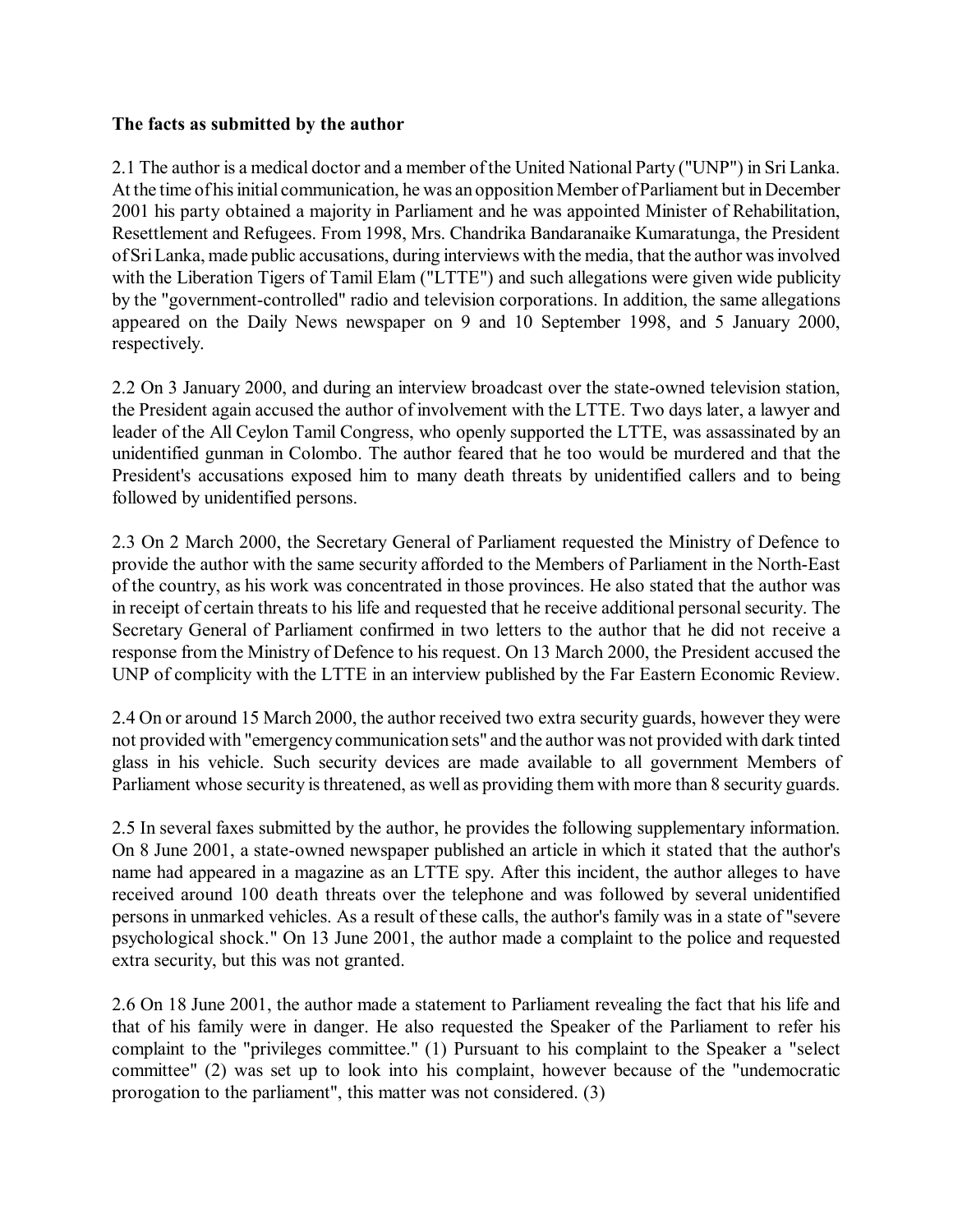**The facts as submitted by the author**

2.1 The author is a medical doctor and a member of the United National Party ("UNP") in Sri Lanka. At the time of his initial communication, he was an opposition Member of Parliament but in December 2001 his party obtained a majority in Parliament and he was appointed Minister of Rehabilitation, Resettlement and Refugees. From 1998, Mrs. Chandrika Bandaranaike Kumaratunga, the President of Sri Lanka, made public accusations, during interviews with the media, that the author was involved with the Liberation Tigers of Tamil Elam ("LTTE") and such allegations were given wide publicity by the "government-controlled" radio and television corporations. In addition, the same allegations appeared on the Daily News newspaper on 9 and 10 September 1998, and 5 January 2000, respectively.

2.2 On 3 January 2000, and during an interview broadcast over the state-owned television station, the President again accused the author of involvement with the LTTE. Two days later, a lawyer and leader of the All Ceylon Tamil Congress, who openly supported the LTTE, was assassinated by an unidentified gunman in Colombo. The author feared that he too would be murdered and that the President's accusations exposed him to many death threats by unidentified callers and to being followed by unidentified persons.

2.3 On 2 March 2000, the Secretary General of Parliament requested the Ministry of Defence to provide the author with the same security afforded to the Members of Parliament in the North-East of the country, as his work was concentrated in those provinces. He also stated that the author was in receipt of certain threats to his life and requested that he receive additional personal security. The Secretary General of Parliament confirmed in two letters to the author that he did not receive a response from the Ministry of Defence to his request. On 13 March 2000, the President accused the UNP of complicity with the LTTE in an interview published by the Far Eastern Economic Review.

2.4 On or around 15 March 2000, the author received two extra security guards, however they were not provided with "emergency communication sets" and the author was not provided with dark tinted glass in his vehicle. Such security devices are made available to all government Members of Parliament whose security is threatened, as well as providing them with more than 8 security guards.

2.5 In several faxes submitted by the author, he provides the following supplementary information. On 8 June 2001, a state-owned newspaper published an article in which it stated that the author's name had appeared in a magazine as an LTTE spy. After this incident, the author alleges to have received around 100 death threats over the telephone and was followed by several unidentified persons in unmarked vehicles. As a result of these calls, the author's family was in a state of "severe psychological shock." On 13 June 2001, the author made a complaint to the police and requested extra security, but this was not granted.

2.6 On 18 June 2001, the author made a statement to Parliament revealing the fact that his life and that of his family were in danger. He also requested the Speaker of the Parliament to refer his complaint to the "privileges committee." (1) Pursuant to his complaint to the Speaker a "select committee" (2) was set up to look into his complaint, however because of the "undemocratic prorogation to the parliament", this matter was not considered. (3)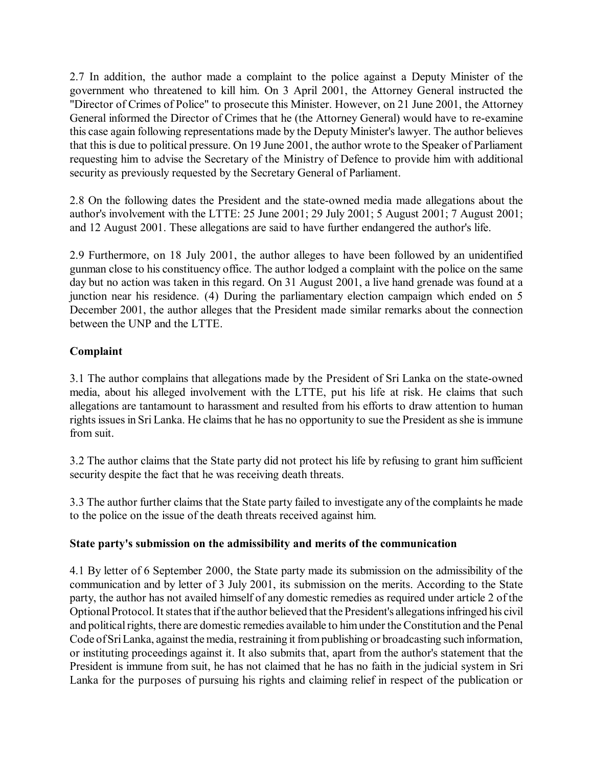2.7 In addition, the author made a complaint to the police against a Deputy Minister of the government who threatened to kill him. On 3 April 2001, the Attorney General instructed the "Director of Crimes of Police" to prosecute this Minister. However, on 21 June 2001, the Attorney General informed the Director of Crimes that he (the Attorney General) would have to re-examine this case again following representations made by the Deputy Minister's lawyer. The author believes that this is due to political pressure. On 19 June 2001, the author wrote to the Speaker of Parliament requesting him to advise the Secretary of the Ministry of Defence to provide him with additional security as previously requested by the Secretary General of Parliament.

2.8 On the following dates the President and the state-owned media made allegations about the author's involvement with the LTTE: 25 June 2001; 29 July 2001; 5 August 2001; 7 August 2001; and 12 August 2001. These allegations are said to have further endangered the author's life.

2.9 Furthermore, on 18 July 2001, the author alleges to have been followed by an unidentified gunman close to his constituency office. The author lodged a complaint with the police on the same day but no action was taken in this regard. On 31 August 2001, a live hand grenade was found at a junction near his residence. (4) During the parliamentary election campaign which ended on 5 December 2001, the author alleges that the President made similar remarks about the connection between the UNP and the LTTE.

**Complaint**

3.1 The author complains that allegations made by the President of Sri Lanka on the state-owned media, about his alleged involvement with the LTTE, put his life at risk. He claims that such allegations are tantamount to harassment and resulted from his efforts to draw attention to human rights issues in Sri Lanka. He claims that he has no opportunity to sue the President as she is immune from suit.

3.2 The author claims that the State party did not protect his life by refusing to grant him sufficient security despite the fact that he was receiving death threats.

3.3 The author further claims that the State party failed to investigate any of the complaints he made to the police on the issue of the death threats received against him.

**State party's submission on the admissibility and merits of the communication**

4.1 By letter of 6 September 2000, the State party made its submission on the admissibility of the communication and by letter of 3 July 2001, its submission on the merits. According to the State party, the author has not availed himself of any domestic remedies as required under article 2 of the Optional Protocol. It states that if the author believed that the President's allegations infringed his civil and political rights, there are domestic remedies available to him under the Constitution and the Penal Code of Sri Lanka, against the media, restraining it from publishing or broadcasting such information, or instituting proceedings against it. It also submits that, apart from the author's statement that the President is immune from suit, he has not claimed that he has no faith in the judicial system in Sri Lanka for the purposes of pursuing his rights and claiming relief in respect of the publication or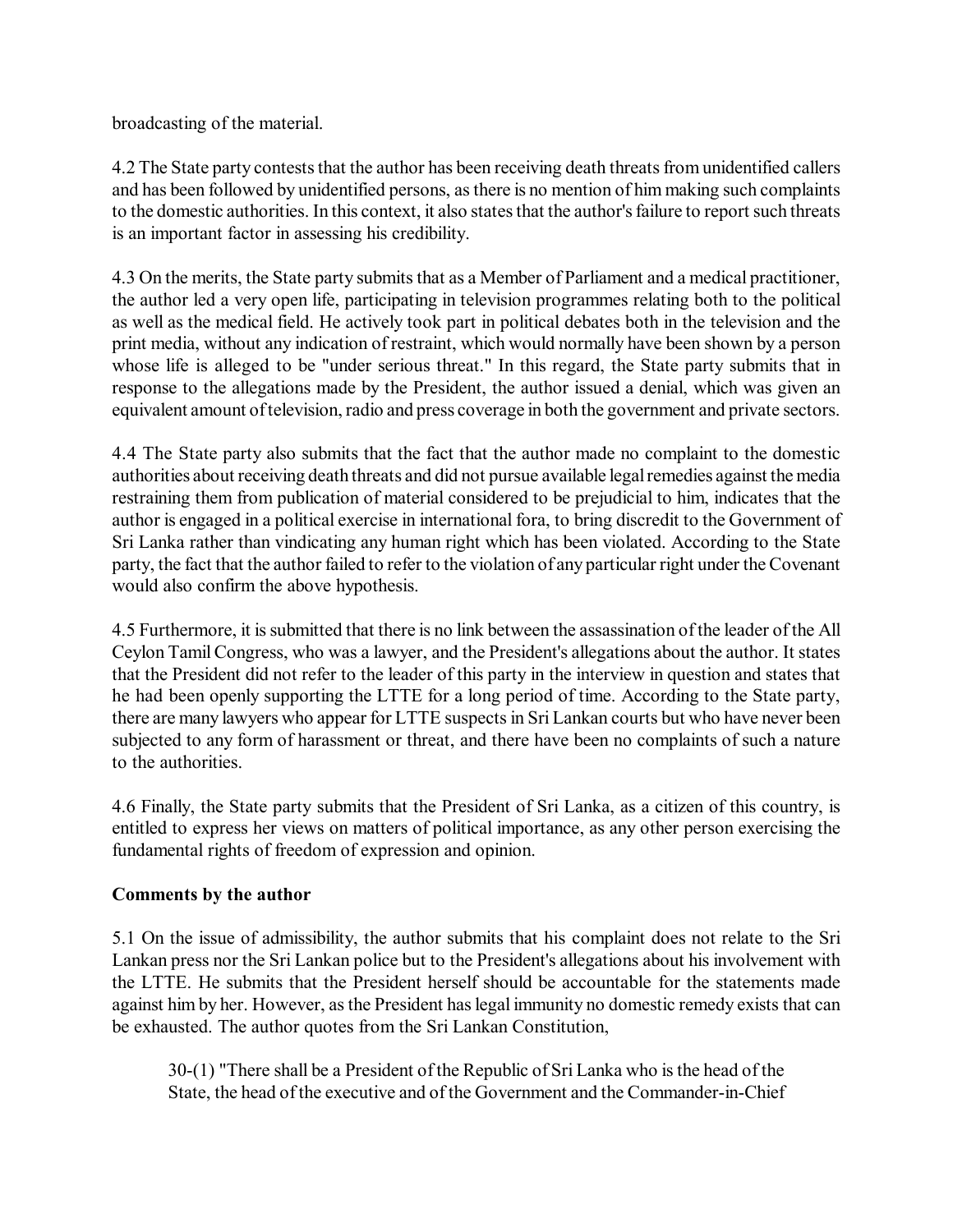broadcasting of the material.

4.2 The State party contests that the author has been receiving death threats from unidentified callers and has been followed by unidentified persons, as there is no mention of him making such complaints to the domestic authorities. In this context, it also states that the author's failure to report such threats is an important factor in assessing his credibility.

4.3 On the merits, the State party submits that as a Member of Parliament and a medical practitioner, the author led a very open life, participating in television programmes relating both to the political as well as the medical field. He actively took part in political debates both in the television and the print media, without any indication of restraint, which would normally have been shown by a person whose life is alleged to be "under serious threat." In this regard, the State party submits that in response to the allegations made by the President, the author issued a denial, which was given an equivalent amount of television, radio and press coverage in both the government and private sectors.

4.4 The State party also submits that the fact that the author made no complaint to the domestic authorities about receiving death threats and did not pursue available legal remedies against the media restraining them from publication of material considered to be prejudicial to him, indicates that the author is engaged in a political exercise in international fora, to bring discredit to the Government of Sri Lanka rather than vindicating any human right which has been violated. According to the State party, the fact that the author failed to refer to the violation of any particular right under the Covenant would also confirm the above hypothesis.

4.5 Furthermore, it is submitted that there is no link between the assassination of the leader of the All Ceylon Tamil Congress, who was a lawyer, and the President's allegations about the author. It states that the President did not refer to the leader of this party in the interview in question and states that he had been openly supporting the LTTE for a long period of time. According to the State party, there are many lawyers who appear for LTTE suspects in Sri Lankan courts but who have never been subjected to any form of harassment or threat, and there have been no complaints of such a nature to the authorities.

4.6 Finally, the State party submits that the President of Sri Lanka, as a citizen of this country, is entitled to express her views on matters of political importance, as any other person exercising the fundamental rights of freedom of expression and opinion.

**Comments by the author**

5.1 On the issue of admissibility, the author submits that his complaint does not relate to the Sri Lankan press nor the Sri Lankan police but to the President's allegations about his involvement with the LTTE. He submits that the President herself should be accountable for the statements made against him by her. However, as the President has legal immunity no domestic remedy exists that can be exhausted. The author quotes from the Sri Lankan Constitution,

> 30-(1) "There shall be a President of the Republic of Sri Lanka who is the head of the State, the head of the executive and of the Government and the Commander-in-Chief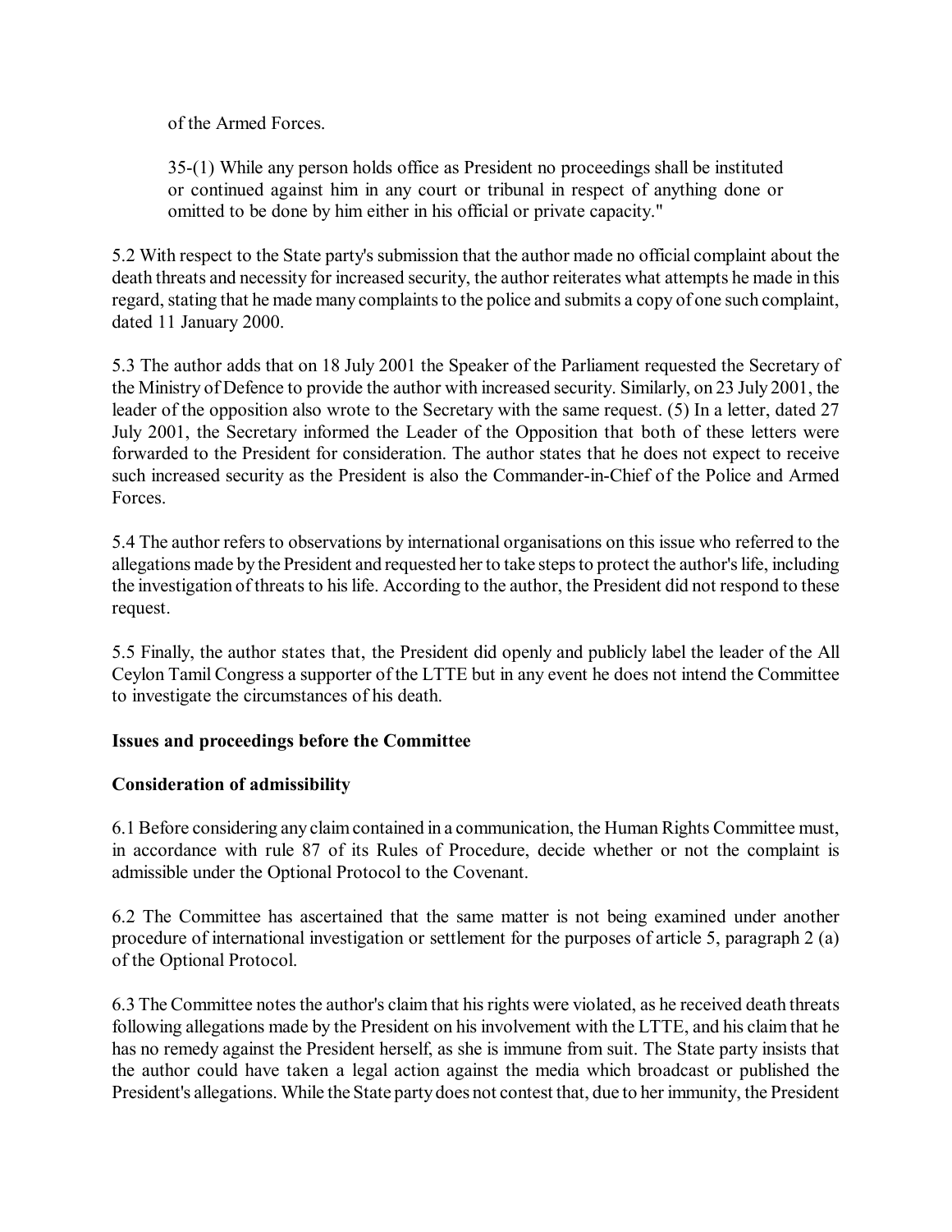of the Armed Forces.

35-(1) While any person holds office as President no proceedings shall be instituted or continued against him in any court or tribunal in respect of anything done or omitted to be done by him either in his official or private capacity."

5.2 With respect to the State party's submission that the author made no official complaint about the death threats and necessity for increased security, the author reiterates what attempts he made in this regard, stating that he made many complaints to the police and submits a copy of one such complaint, dated 11 January 2000.

5.3 The author adds that on 18 July 2001 the Speaker of the Parliament requested the Secretary of the Ministry of Defence to provide the author with increased security. Similarly, on 23 July 2001, the leader of the opposition also wrote to the Secretary with the same request. (5) In a letter, dated 27 July 2001, the Secretary informed the Leader of the Opposition that both of these letters were forwarded to the President for consideration. The author states that he does not expect to receive such increased security as the President is also the Commander-in-Chief of the Police and Armed Forces.

5.4 The author refers to observations by international organisations on this issue who referred to the allegations made by the President and requested her to take steps to protect the author's life, including the investigation of threats to his life. According to the author, the President did not respond to these request.

5.5 Finally, the author states that, the President did openly and publicly label the leader of the All Ceylon Tamil Congress a supporter of the LTTE but in any event he does not intend the Committee to investigate the circumstances of his death.

**Issues and proceedings before the Committee**

**Consideration of admissibility**

6.1 Before considering any claim contained in a communication, the Human Rights Committee must, in accordance with rule 87 of its Rules of Procedure, decide whether or not the complaint is admissible under the Optional Protocol to the Covenant.

6.2 The Committee has ascertained that the same matter is not being examined under another procedure of international investigation or settlement for the purposes of article 5, paragraph 2 (a) of the Optional Protocol.

6.3 The Committee notes the author's claim that his rights were violated, as he received death threats following allegations made by the President on his involvement with the LTTE, and his claim that he has no remedy against the President herself, as she is immune from suit. The State party insists that the author could have taken a legal action against the media which broadcast or published the President's allegations. While the State party does not contest that, due to her immunity, the President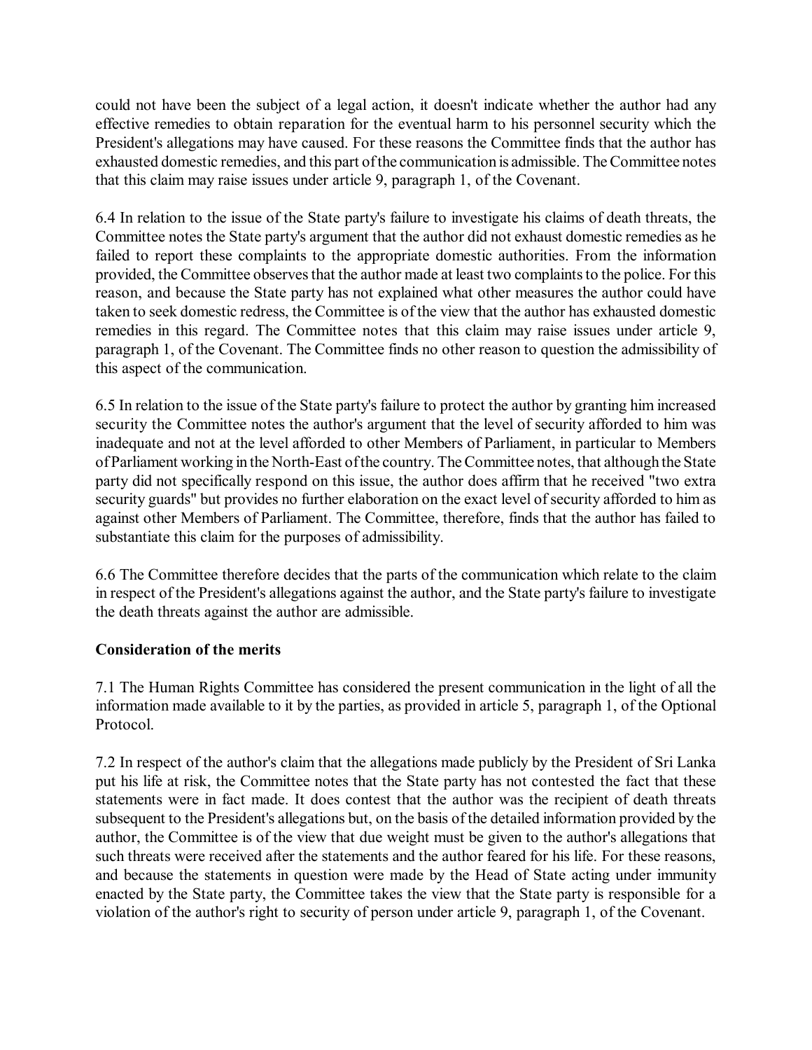could not have been the subject of a legal action, it doesn't indicate whether the author had any effective remedies to obtain reparation for the eventual harm to his personnel security which the President's allegations may have caused. For these reasons the Committee finds that the author has exhausted domestic remedies, and this part of the communication is admissible. The Committee notes that this claim may raise issues under article 9, paragraph 1, of the Covenant.

6.4 In relation to the issue of the State party's failure to investigate his claims of death threats, the Committee notes the State party's argument that the author did not exhaust domestic remedies as he failed to report these complaints to the appropriate domestic authorities. From the information provided, the Committee observes that the author made at least two complaints to the police. For this reason, and because the State party has not explained what other measures the author could have taken to seek domestic redress, the Committee is of the view that the author has exhausted domestic remedies in this regard. The Committee notes that this claim may raise issues under article 9, paragraph 1, of the Covenant. The Committee finds no other reason to question the admissibility of this aspect of the communication.

6.5 In relation to the issue of the State party's failure to protect the author by granting him increased security the Committee notes the author's argument that the level of security afforded to him was inadequate and not at the level afforded to other Members of Parliament, in particular to Members of Parliament working in the North-East of the country. The Committee notes, that although the State party did not specifically respond on this issue, the author does affirm that he received "two extra security guards" but provides no further elaboration on the exact level of security afforded to him as against other Members of Parliament. The Committee, therefore, finds that the author has failed to substantiate this claim for the purposes of admissibility.

6.6 The Committee therefore decides that the parts of the communication which relate to the claim in respect of the President's allegations against the author, and the State party's failure to investigate the death threats against the author are admissible.

**Consideration of the merits**

7.1 The Human Rights Committee has considered the present communication in the light of all the information made available to it by the parties, as provided in article 5, paragraph 1, of the Optional Protocol.

7.2 In respect of the author's claim that the allegations made publicly by the President of Sri Lanka put his life at risk, the Committee notes that the State party has not contested the fact that these statements were in fact made. It does contest that the author was the recipient of death threats subsequent to the President's allegations but, on the basis of the detailed information provided by the author, the Committee is of the view that due weight must be given to the author's allegations that such threats were received after the statements and the author feared for his life. For these reasons, and because the statements in question were made by the Head of State acting under immunity enacted by the State party, the Committee takes the view that the State party is responsible for a violation of the author's right to security of person under article 9, paragraph 1, of the Covenant.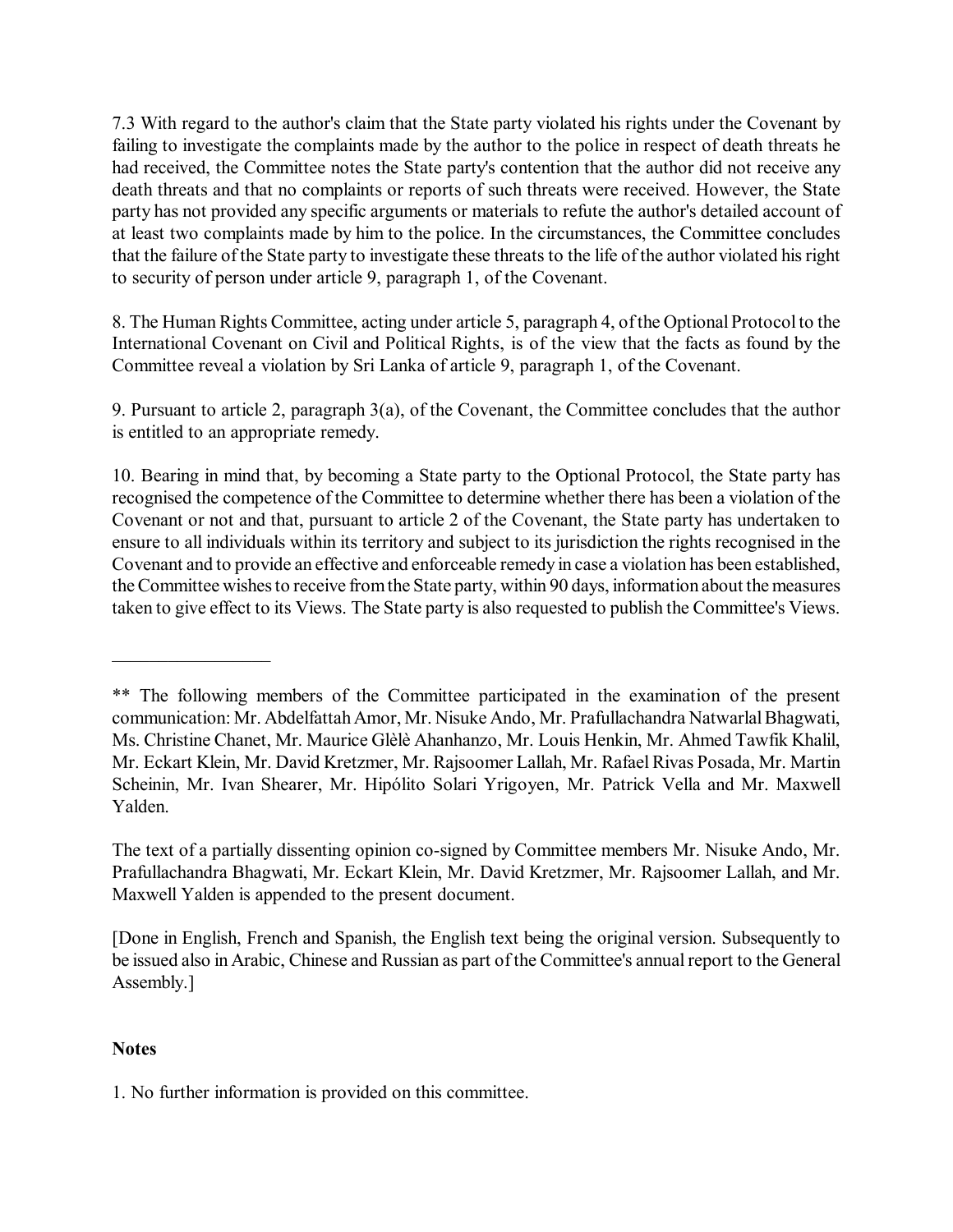7.3 With regard to the author's claim that the State party violated his rights under the Covenant by failing to investigate the complaints made by the author to the police in respect of death threats he had received, the Committee notes the State party's contention that the author did not receive any death threats and that no complaints or reports of such threats were received. However, the State party has not provided any specific arguments or materials to refute the author's detailed account of at least two complaints made by him to the police. In the circumstances, the Committee concludes that the failure of the State party to investigate these threats to the life of the author violated his right to security of person under article 9, paragraph 1, of the Covenant.

8. The Human Rights Committee, acting under article 5, paragraph 4, of the Optional Protocol to the International Covenant on Civil and Political Rights, is of the view that the facts as found by the Committee reveal a violation by Sri Lanka of article 9, paragraph 1, of the Covenant.

9. Pursuant to article 2, paragraph 3(a), of the Covenant, the Committee concludes that the author is entitled to an appropriate remedy.

10. Bearing in mind that, by becoming a State party to the Optional Protocol, the State party has recognised the competence of the Committee to determine whether there has been a violation of the Covenant or not and that, pursuant to article 2 of the Covenant, the State party has undertaken to ensure to all individuals within its territory and subject to its jurisdiction the rights recognised in the Covenant and to provide an effective and enforceable remedy in case a violation has been established, the Committee wishes to receive from the State party, within 90 days, information about the measures taken to give effect to its Views. The State party is also requested to publish the Committee's Views.

---

** The following members of the Committee participated in the examination of the present communication: Mr. Abdelfattah Amor, Mr. Nisuke Ando, Mr. Prafullachandra Natwarlal Bhagwati, Ms. Christine Chanet, Mr. Maurice Glèlè Ahanhanzo, Mr. Louis Henkin, Mr. Ahmed Tawfik Khalil, Mr. Eckart Klein, Mr. David Kretzmer, Mr. Rajsoomer Lallah, Mr. Rafael Rivas Posada, Mr. Martin Scheinin, Mr. Ivan Shearer, Mr. Hipólito Solari Yrigoyen, Mr. Patrick Vella and Mr. Maxwell Yalden.

The text of a partially dissenting opinion co-signed by Committee members Mr. Nisuke Ando, Mr. Prafullachandra Bhagwati, Mr. Eckart Klein, Mr. David Kretzmer, Mr. Rajsoomer Lallah, and Mr. Maxwell Yalden is appended to the present document.

[Done in English, French and Spanish, the English text being the original version. Subsequently to be issued also in Arabic, Chinese and Russian as part of the Committee's annual report to the General Assembly.]

**Notes**

1. No further information is provided on this committee.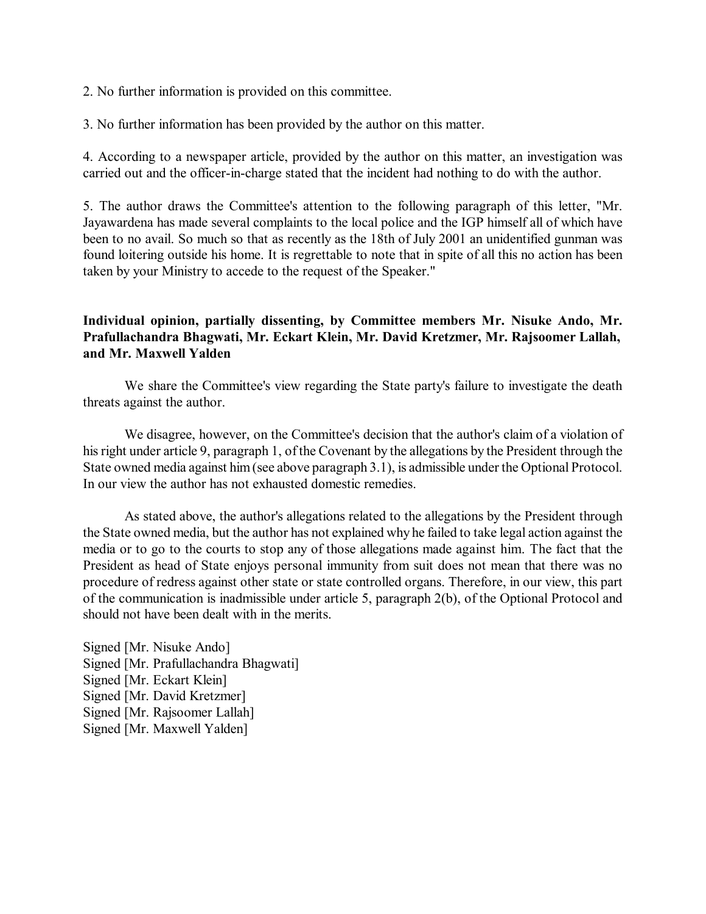2. No further information is provided on this committee.

3. No further information has been provided by the author on this matter.

4. According to a newspaper article, provided by the author on this matter, an investigation was carried out and the officer-in-charge stated that the incident had nothing to do with the author.

5. The author draws the Committee's attention to the following paragraph of this letter, "Mr. Jayawardena has made several complaints to the local police and the IGP himself all of which have been to no avail. So much so that as recently as the 18th of July 2001 an unidentified gunman was found loitering outside his home. It is regrettable to note that in spite of all this no action has been taken by your Ministry to accede to the request of the Speaker."

**Individual opinion, partially dissenting, by Committee members Mr. Nisuke Ando, Mr. Prafullachandra Bhagwati, Mr. Eckart Klein, Mr. David Kretzmer, Mr. Rajsoomer Lallah, and Mr. Maxwell Yalden**

We share the Committee's view regarding the State party's failure to investigate the death threats against the author.

We disagree, however, on the Committee's decision that the author's claim of a violation of his right under article 9, paragraph 1, of the Covenant by the allegations by the President through the State owned media against him (see above paragraph 3.1), is admissible under the Optional Protocol. In our view the author has not exhausted domestic remedies.

As stated above, the author's allegations related to the allegations by the President through the State owned media, but the author has not explained why he failed to take legal action against the media or to go to the courts to stop any of those allegations made against him. The fact that the President as head of State enjoys personal immunity from suit does not mean that there was no procedure of redress against other state or state controlled organs. Therefore, in our view, this part of the communication is inadmissible under article 5, paragraph 2(b), of the Optional Protocol and should not have been dealt with in the merits.

Signed [Mr. Nisuke Ando]
Signed [Mr. Prafullachandra Bhagwati]
Signed [Mr. Eckart Klein]
Signed [Mr. David Kretzmer]
Signed [Mr. Rajsoomer Lallah]
Signed [Mr. Maxwell Yalden]